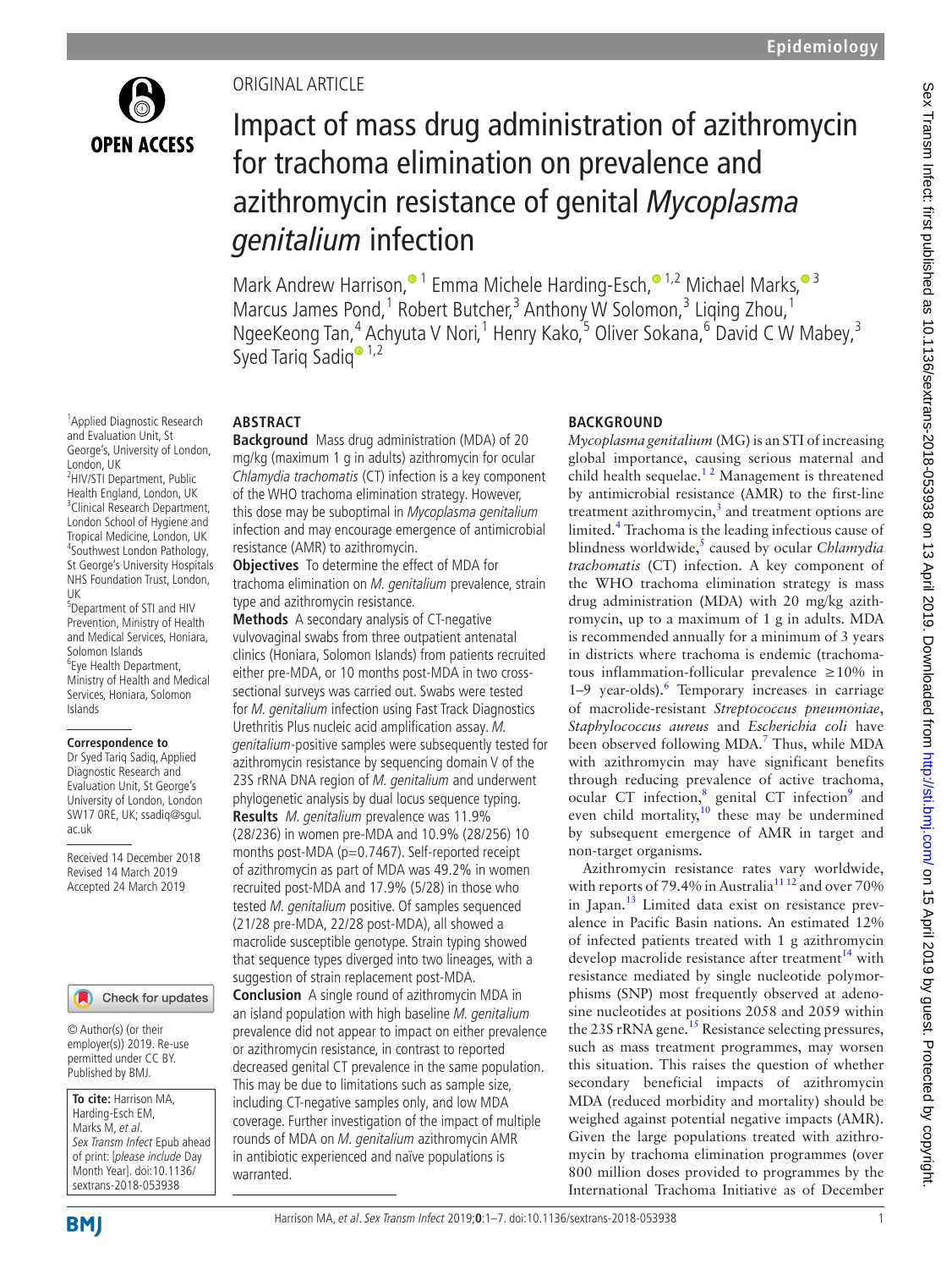ORIGINAL ARTICLE

# Impact of mass drug administration of azithromycin for trachoma elimination on prevalence and azithromycin resistance of genital *Mycoplasma genitalium* infection

Mark Andrew Harrison,[1] Emma Michele Harding-Esch,[1,2] Michael Marks,[3] Marcus James Pond,[1] Robert Butcher,[3] Anthony W Solomon,[3] Liqing Zhou,[1] NgeeKeong Tan,[4] Achyuta V Nori,[1] Henry Kako,[5] Oliver Sokana,[6] David C W Mabey,[3] Syed Tariq Sadiq[1,2]

[1]Applied Diagnostic Research and Evaluation Unit, St George's, University of London, London, UK
[2]HIV/STI Department, Public Health England, London, UK
[3]Clinical Research Department, London School of Hygiene and Tropical Medicine, London, UK
[4]Southwest London Pathology, St George's University Hospitals NHS Foundation Trust, London, UK
[5]Department of STI and HIV Prevention, Ministry of Health and Medical Services, Honiara, Solomon Islands
[6]Eye Health Department, Ministry of Health and Medical Services, Honiara, Solomon Islands

**Correspondence to**
Dr Syed Tariq Sadiq, Applied Diagnostic Research and Evaluation Unit, St George's University of London, London SW17 0RE, UK; ssadiq@sgul.ac.uk

Received 14 December 2018
Revised 14 March 2019
Accepted 24 March 2019

© Author(s) (or their employer(s)) 2019. Re-use permitted under CC BY. Published by BMJ.

**To cite:** Harrison MA, Harding-Esch EM, Marks M, *et al*. *Sex Transm Infect* Epub ahead of print: [*please include* Day Month Year]. doi:10.1136/sextrans-2018-053938

## ABSTRACT

**Background** Mass drug administration (MDA) of 20 mg/kg (maximum 1 g in adults) azithromycin for ocular *Chlamydia trachomatis* (CT) infection is a key component of the WHO trachoma elimination strategy. However, this dose may be suboptimal in *Mycoplasma genitalium* infection and may encourage emergence of antimicrobial resistance (AMR) to azithromycin.

**Objectives** To determine the effect of MDA for trachoma elimination on *M. genitalium* prevalence, strain type and azithromycin resistance.

**Methods** A secondary analysis of CT-negative vulvovaginal swabs from three outpatient antenatal clinics (Honiara, Solomon Islands) from patients recruited either pre-MDA, or 10 months post-MDA in two cross-sectional surveys was carried out. Swabs were tested for *M. genitalium* infection using Fast Track Diagnostics Urethritis Plus nucleic acid amplification assay. *M. genitalium*-positive samples were subsequently tested for azithromycin resistance by sequencing domain V of the 23S rRNA DNA region of *M. genitalium* and underwent phylogenetic analysis by dual locus sequence typing.

**Results** *M. genitalium* prevalence was 11.9% (28/236) in women pre-MDA and 10.9% (28/256) 10 months post-MDA (p=0.7467). Self-reported receipt of azithromycin as part of MDA was 49.2% in women recruited post-MDA and 17.9% (5/28) in those who tested *M. genitalium* positive. Of samples sequenced (21/28 pre-MDA, 22/28 post-MDA), all showed a macrolide susceptible genotype. Strain typing showed that sequence types diverged into two lineages, with a suggestion of strain replacement post-MDA.

**Conclusion** A single round of azithromycin MDA in an island population with high baseline *M. genitalium* prevalence did not appear to impact on either prevalence or azithromycin resistance, in contrast to reported decreased genital CT prevalence in the same population. This may be due to limitations such as sample size, including CT-negative samples only, and low MDA coverage. Further investigation of the impact of multiple rounds of MDA on *M. genitalium* azithromycin AMR in antibiotic experienced and naïve populations is warranted.

## BACKGROUND

*Mycoplasma genitalium* (MG) is an STI of increasing global importance, causing serious maternal and child health sequelae.[1,2] Management is threatened by antimicrobial resistance (AMR) to the first-line treatment azithromycin,[3] and treatment options are limited.[4] Trachoma is the leading infectious cause of blindness worldwide,[5] caused by ocular *Chlamydia trachomatis* (CT) infection. A key component of the WHO trachoma elimination strategy is mass drug administration (MDA) with 20 mg/kg azithromycin, up to a maximum of 1 g in adults. MDA is recommended annually for a minimum of 3 years in districts where trachoma is endemic (trachomatous inflammation-follicular prevalence ≥10% in 1–9 year-olds).[6] Temporary increases in carriage of macrolide-resistant *Streptococcus pneumoniae*, *Staphylococcus aureus* and *Escherichia coli* have been observed following MDA.[7] Thus, while MDA with azithromycin may have significant benefits through reducing prevalence of active trachoma, ocular CT infection,[8] genital CT infection[9] and even child mortality,[10] these may be undermined by subsequent emergence of AMR in target and non-target organisms.

Azithromycin resistance rates vary worldwide, with reports of 79.4% in Australia[11,12] and over 70% in Japan.[13] Limited data exist on resistance prevalence in Pacific Basin nations. An estimated 12% of infected patients treated with 1 g azithromycin develop macrolide resistance after treatment[14] with resistance mediated by single nucleotide polymorphisms (SNP) most frequently observed at adenosine nucleotides at positions 2058 and 2059 within the 23S rRNA gene.[15] Resistance selecting pressures, such as mass treatment programmes, may worsen this situation. This raises the question of whether secondary beneficial impacts of azithromycin MDA (reduced morbidity and mortality) should be weighed against potential negative impacts (AMR). Given the large populations treated with azithromycin by trachoma elimination programmes (over 800 million doses provided to programmes by the International Trachoma Initiative as of December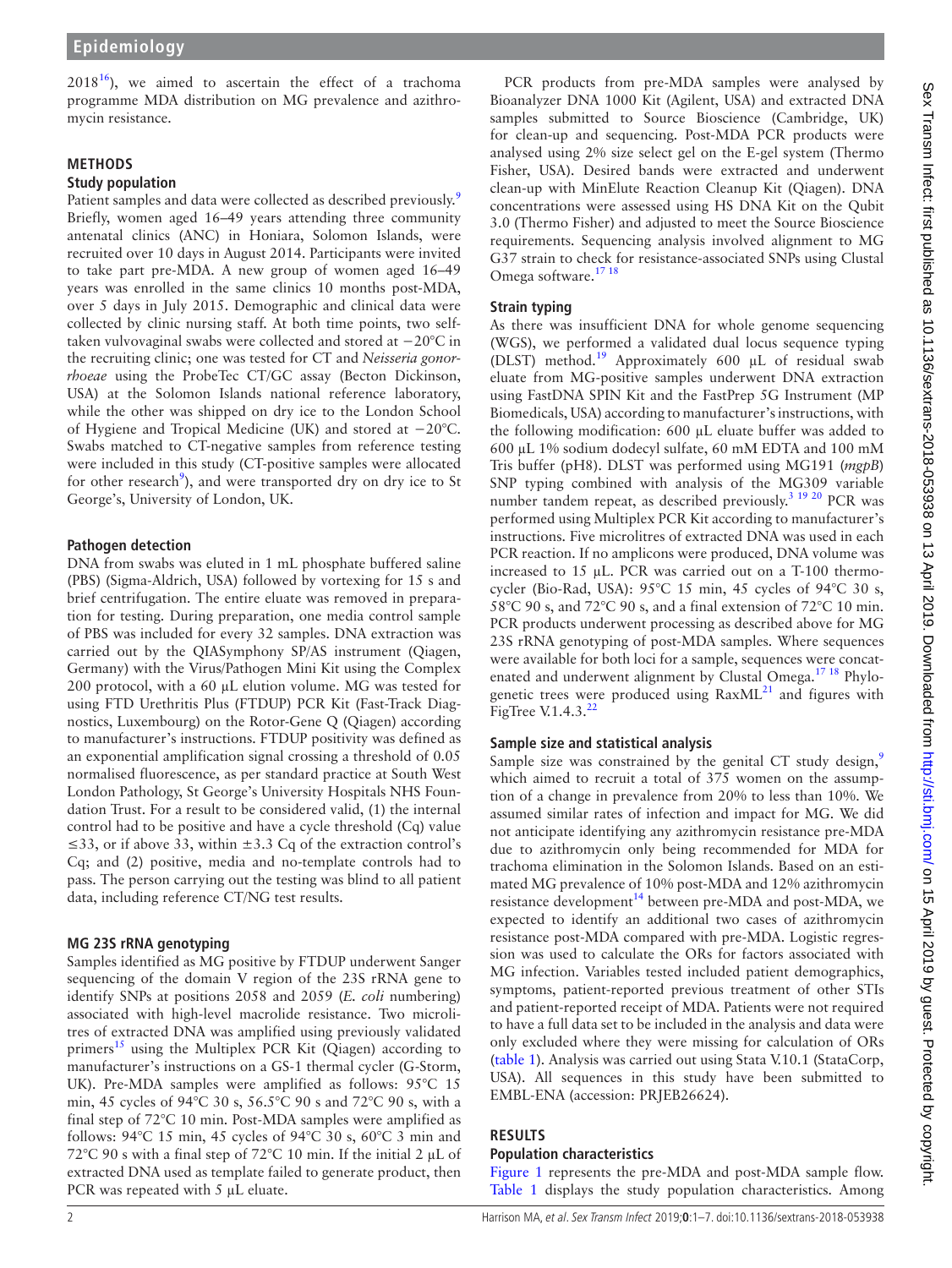2018[16]), we aimed to ascertain the effect of a trachoma programme MDA distribution on MG prevalence and azithromycin resistance.

## METHODS

### Study population

Patient samples and data were collected as described previously.[9] Briefly, women aged 16–49 years attending three community antenatal clinics (ANC) in Honiara, Solomon Islands, were recruited over 10 days in August 2014. Participants were invited to take part pre-MDA. A new group of women aged 16–49 years was enrolled in the same clinics 10 months post-MDA, over 5 days in July 2015. Demographic and clinical data were collected by clinic nursing staff. At both time points, two self-taken vulvovaginal swabs were collected and stored at −20°C in the recruiting clinic; one was tested for CT and *Neisseria gonorrhoeae* using the ProbeTec CT/GC assay (Becton Dickinson, USA) at the Solomon Islands national reference laboratory, while the other was shipped on dry ice to the London School of Hygiene and Tropical Medicine (UK) and stored at −20°C. Swabs matched to CT-negative samples from reference testing were included in this study (CT-positive samples were allocated for other research[9]), and were transported dry on dry ice to St George's, University of London, UK.

### Pathogen detection

DNA from swabs was eluted in 1 mL phosphate buffered saline (PBS) (Sigma-Aldrich, USA) followed by vortexing for 15 s and brief centrifugation. The entire eluate was removed in preparation for testing. During preparation, one media control sample of PBS was included for every 32 samples. DNA extraction was carried out by the QIASymphony SP/AS instrument (Qiagen, Germany) with the Virus/Pathogen Mini Kit using the Complex 200 protocol, with a 60 µL elution volume. MG was tested for using FTD Urethritis Plus (FTDUP) PCR Kit (Fast-Track Diagnostics, Luxembourg) on the Rotor-Gene Q (Qiagen) according to manufacturer's instructions. FTDUP positivity was defined as an exponential amplification signal crossing a threshold of 0.05 normalised fluorescence, as per standard practice at South West London Pathology, St George's University Hospitals NHS Foundation Trust. For a result to be considered valid, (1) the internal control had to be positive and have a cycle threshold (Cq) value ≤33, or if above 33, within ±3.3 Cq of the extraction control's Cq; and (2) positive, media and no-template controls had to pass. The person carrying out the testing was blind to all patient data, including reference CT/NG test results.

### MG 23S rRNA genotyping

Samples identified as MG positive by FTDUP underwent Sanger sequencing of the domain V region of the 23S rRNA gene to identify SNPs at positions 2058 and 2059 (*E. coli* numbering) associated with high-level macrolide resistance. Two microlitres of extracted DNA was amplified using previously validated primers[15] using the Multiplex PCR Kit (Qiagen) according to manufacturer's instructions on a GS-1 thermal cycler (G-Storm, UK). Pre-MDA samples were amplified as follows: 95°C 15 min, 45 cycles of 94°C 30 s, 56.5°C 90 s and 72°C 90 s, with a final step of 72°C 10 min. Post-MDA samples were amplified as follows: 94°C 15 min, 45 cycles of 94°C 30 s, 60°C 3 min and 72°C 90 s with a final step of 72°C 10 min. If the initial 2 µL of extracted DNA used as template failed to generate product, then PCR was repeated with 5 µL eluate.

PCR products from pre-MDA samples were analysed by Bioanalyzer DNA 1000 Kit (Agilent, USA) and extracted DNA samples submitted to Source Bioscience (Cambridge, UK) for clean-up and sequencing. Post-MDA PCR products were analysed using 2% size select gel on the E-gel system (Thermo Fisher, USA). Desired bands were extracted and underwent clean-up with MinElute Reaction Cleanup Kit (Qiagen). DNA concentrations were assessed using HS DNA Kit on the Qubit 3.0 (Thermo Fisher) and adjusted to meet the Source Bioscience requirements. Sequencing analysis involved alignment to MG G37 strain to check for resistance-associated SNPs using Clustal Omega software.[17,18]

### Strain typing

As there was insufficient DNA for whole genome sequencing (WGS), we performed a validated dual locus sequence typing (DLST) method.[19] Approximately 600 µL of residual swab eluate from MG-positive samples underwent DNA extraction using FastDNA SPIN Kit and the FastPrep 5G Instrument (MP Biomedicals, USA) according to manufacturer's instructions, with the following modification: 600 µL eluate buffer was added to 600 µL 1% sodium dodecyl sulfate, 60 mM EDTA and 100 mM Tris buffer (pH8). DLST was performed using MG191 (*mgpB*) SNP typing combined with analysis of the MG309 variable number tandem repeat, as described previously.[3,19,20] PCR was performed using Multiplex PCR Kit according to manufacturer's instructions. Five microlitres of extracted DNA was used in each PCR reaction. If no amplicons were produced, DNA volume was increased to 15 µL. PCR was carried out on a T-100 thermocycler (Bio-Rad, USA): 95°C 15 min, 45 cycles of 94°C 30 s, 58°C 90 s, and 72°C 90 s, and a final extension of 72°C 10 min. PCR products underwent processing as described above for MG 23S rRNA genotyping of post-MDA samples. Where sequences were available for both loci for a sample, sequences were concatenated and underwent alignment by Clustal Omega.[17,18] Phylogenetic trees were produced using RaxML[21] and figures with FigTree V.1.4.3.[22]

### Sample size and statistical analysis

Sample size was constrained by the genital CT study design,[9] which aimed to recruit a total of 375 women on the assumption of a change in prevalence from 20% to less than 10%. We assumed similar rates of infection and impact for MG. We did not anticipate identifying any azithromycin resistance pre-MDA due to azithromycin only being recommended for MDA for trachoma elimination in the Solomon Islands. Based on an estimated MG prevalence of 10% post-MDA and 12% azithromycin resistance development[14] between pre-MDA and post-MDA, we expected to identify an additional two cases of azithromycin resistance post-MDA compared with pre-MDA. Logistic regression was used to calculate the ORs for factors associated with MG infection. Variables tested included patient demographics, symptoms, patient-reported previous treatment of other STIs and patient-reported receipt of MDA. Patients were not required to have a full data set to be included in the analysis and data were only excluded where they were missing for calculation of ORs (table 1). Analysis was carried out using Stata V.10.1 (StataCorp, USA). All sequences in this study have been submitted to EMBL-ENA (accession: PRJEB26624).

## RESULTS

### Population characteristics

Figure 1 represents the pre-MDA and post-MDA sample flow. Table 1 displays the study population characteristics. Among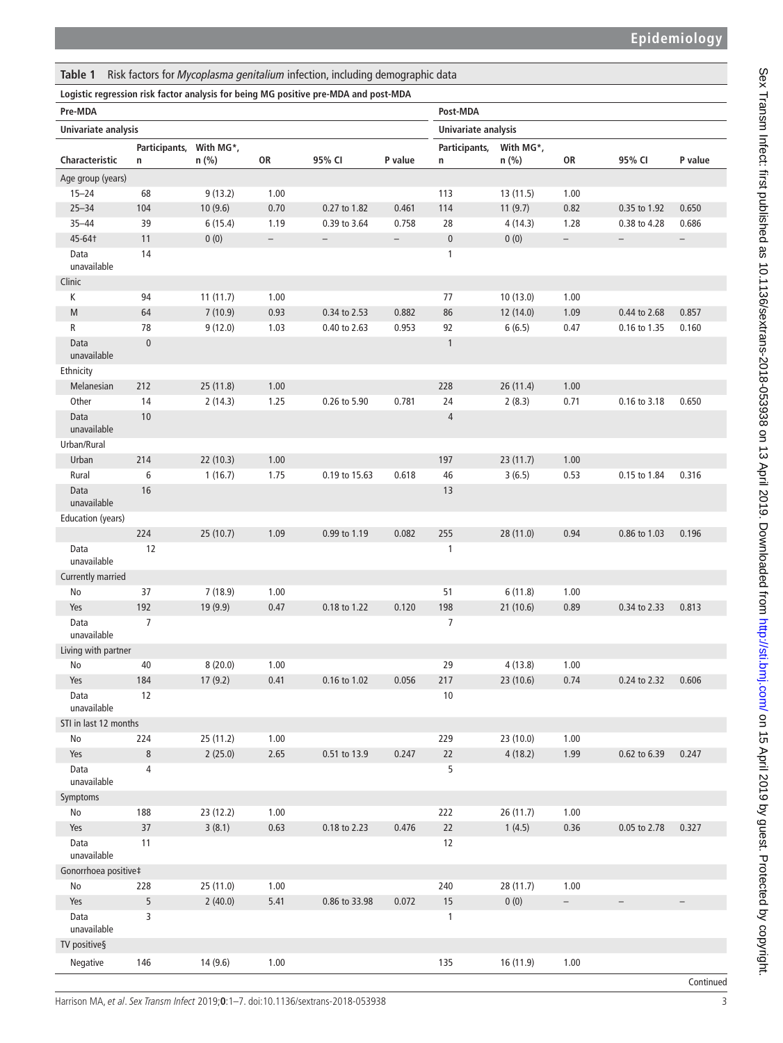**Table 1** Risk factors for *Mycoplasma genitalium* infection, including demographic data

| Logistic regression risk factor analysis for being MG positive pre-MDA and post-MDA | | | | | | | | | | |
|---|---|---|---|---|---|---|---|---|---|---|
| **Pre-MDA** | | | | | | **Post-MDA** | | | | |
| **Univariate analysis** | | | | | | **Univariate analysis** | | | | |
| **Characteristic** | **Participants, n** | **With MG\*, n (%)** | **OR** | **95% CI** | **P value** | **Participants, n** | **With MG\*, n (%)** | **OR** | **95% CI** | **P value** |
| Age group (years) | | | | | | | | | | |
| 15–24 | 68 | 9 (13.2) | 1.00 | | | 113 | 13 (11.5) | 1.00 | | |
| 25–34 | 104 | 10 (9.6) | 0.70 | 0.27 to 1.82 | 0.461 | 114 | 11 (9.7) | 0.82 | 0.35 to 1.92 | 0.650 |
| 35–44 | 39 | 6 (15.4) | 1.19 | 0.39 to 3.64 | 0.758 | 28 | 4 (14.3) | 1.28 | 0.38 to 4.28 | 0.686 |
| 45-64† | 11 | 0 (0) | – | – | – | 0 | 0 (0) | – | – | – |
| Data unavailable | 14 | | | | | 1 | | | | |
| Clinic | | | | | | | | | | |
| K | 94 | 11 (11.7) | 1.00 | | | 77 | 10 (13.0) | 1.00 | | |
| M | 64 | 7 (10.9) | 0.93 | 0.34 to 2.53 | 0.882 | 86 | 12 (14.0) | 1.09 | 0.44 to 2.68 | 0.857 |
| R | 78 | 9 (12.0) | 1.03 | 0.40 to 2.63 | 0.953 | 92 | 6 (6.5) | 0.47 | 0.16 to 1.35 | 0.160 |
| Data unavailable | 0 | | | | | 1 | | | | |
| Ethnicity | | | | | | | | | | |
| Melanesian | 212 | 25 (11.8) | 1.00 | | | 228 | 26 (11.4) | 1.00 | | |
| Other | 14 | 2 (14.3) | 1.25 | 0.26 to 5.90 | 0.781 | 24 | 2 (8.3) | 0.71 | 0.16 to 3.18 | 0.650 |
| Data unavailable | 10 | | | | | 4 | | | | |
| Urban/Rural | | | | | | | | | | |
| Urban | 214 | 22 (10.3) | 1.00 | | | 197 | 23 (11.7) | 1.00 | | |
| Rural | 6 | 1 (16.7) | 1.75 | 0.19 to 15.63 | 0.618 | 46 | 3 (6.5) | 0.53 | 0.15 to 1.84 | 0.316 |
| Data unavailable | 16 | | | | | 13 | | | | |
| Education (years) | | | | | | | | | | |
| | 224 | 25 (10.7) | 1.09 | 0.99 to 1.19 | 0.082 | 255 | 28 (11.0) | 0.94 | 0.86 to 1.03 | 0.196 |
| Data unavailable | 12 | | | | | 1 | | | | |
| Currently married | | | | | | | | | | |
| No | 37 | 7 (18.9) | 1.00 | | | 51 | 6 (11.8) | 1.00 | | |
| Yes | 192 | 19 (9.9) | 0.47 | 0.18 to 1.22 | 0.120 | 198 | 21 (10.6) | 0.89 | 0.34 to 2.33 | 0.813 |
| Data unavailable | 7 | | | | | 7 | | | | |
| Living with partner | | | | | | | | | | |
| No | 40 | 8 (20.0) | 1.00 | | | 29 | 4 (13.8) | 1.00 | | |
| Yes | 184 | 17 (9.2) | 0.41 | 0.16 to 1.02 | 0.056 | 217 | 23 (10.6) | 0.74 | 0.24 to 2.32 | 0.606 |
| Data unavailable | 12 | | | | | 10 | | | | |
| STI in last 12 months | | | | | | | | | | |
| No | 224 | 25 (11.2) | 1.00 | | | 229 | 23 (10.0) | 1.00 | | |
| Yes | 8 | 2 (25.0) | 2.65 | 0.51 to 13.9 | 0.247 | 22 | 4 (18.2) | 1.99 | 0.62 to 6.39 | 0.247 |
| Data unavailable | 4 | | | | | 5 | | | | |
| Symptoms | | | | | | | | | | |
| No | 188 | 23 (12.2) | 1.00 | | | 222 | 26 (11.7) | 1.00 | | |
| Yes | 37 | 3 (8.1) | 0.63 | 0.18 to 2.23 | 0.476 | 22 | 1 (4.5) | 0.36 | 0.05 to 2.78 | 0.327 |
| Data unavailable | 11 | | | | | 12 | | | | |
| Gonorrhoea positive‡ | | | | | | | | | | |
| No | 228 | 25 (11.0) | 1.00 | | | 240 | 28 (11.7) | 1.00 | | |
| Yes | 5 | 2 (40.0) | 5.41 | 0.86 to 33.98 | 0.072 | 15 | 0 (0) | – | – | – |
| Data unavailable | 3 | | | | | 1 | | | | |
| TV positive§ | | | | | | | | | | |
| Negative | 146 | 14 (9.6) | 1.00 | | | 135 | 16 (11.9) | 1.00 | | |

Continued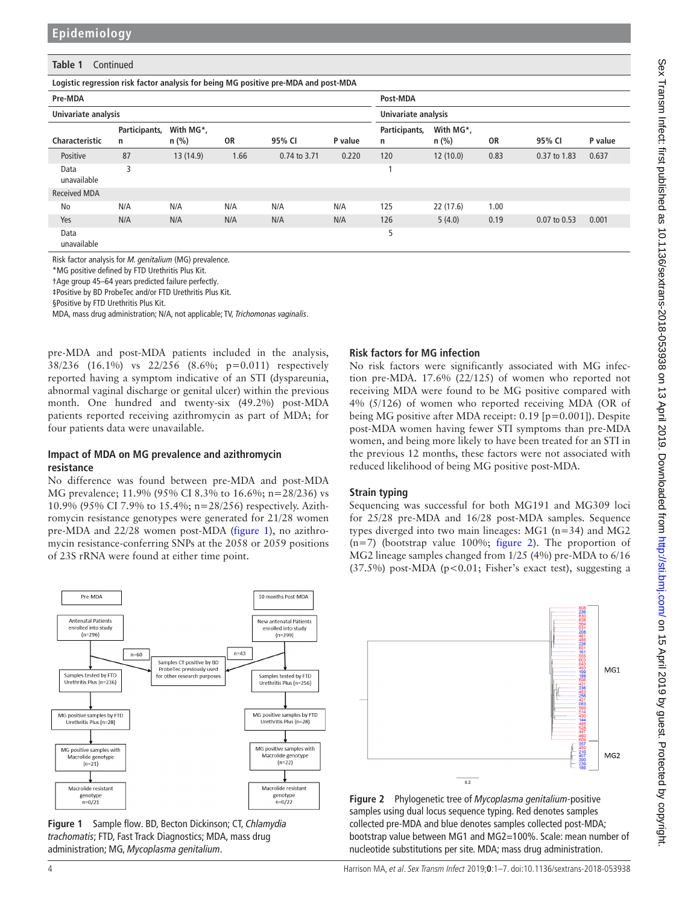**Table 1** Continued

| Logistic regression risk factor analysis for being MG positive pre-MDA and post-MDA | | | | | | | | | | |
|---|---|---|---|---|---|---|---|---|---|---|
| **Pre-MDA** | | | | | | **Post-MDA** | | | | |
| **Univariate analysis** | | | | | | **Univariate analysis** | | | | |
| **Characteristic** | **Participants, n** | **With MG\*, n (%)** | **OR** | **95% CI** | **P value** | **Participants, n** | **With MG\*, n (%)** | **OR** | **95% CI** | **P value** |
| Positive | 87 | 13 (14.9) | 1.66 | 0.74 to 3.71 | 0.220 | 120 | 12 (10.0) | 0.83 | 0.37 to 1.83 | 0.637 |
| Data unavailable | 3 | | | | | 1 | | | | |
| Received MDA | | | | | | | | | | |
| No | N/A | N/A | N/A | N/A | N/A | 125 | 22 (17.6) | 1.00 | | |
| Yes | N/A | N/A | N/A | N/A | N/A | 126 | 5 (4.0) | 0.19 | 0.07 to 0.53 | 0.001 |
| Data unavailable | | | | | | 5 | | | | |

Risk factor analysis for *M. genitalium* (MG) prevalence.

*MG positive defined by FTD Urethritis Plus Kit.

†Age group 45–64 years predicted failure perfectly.

‡Positive by BD ProbeTec and/or FTD Urethritis Plus Kit.

§Positive by FTD Urethritis Plus Kit.

MDA, mass drug administration; N/A, not applicable; TV, *Trichomonas vaginalis*.

pre-MDA and post-MDA patients included in the analysis, 38/236 (16.1%) vs 22/256 (8.6%; p=0.011) respectively reported having a symptom indicative of an STI (dyspareunia, abnormal vaginal discharge or genital ulcer) within the previous month. One hundred and twenty-six (49.2%) post-MDA patients reported receiving azithromycin as part of MDA; for four patients data were unavailable.

### Impact of MDA on MG prevalence and azithromycin resistance

No difference was found between pre-MDA and post-MDA MG prevalence; 11.9% (95% CI 8.3% to 16.6%; n=28/236) vs 10.9% (95% CI 7.9% to 15.4%; n=28/256) respectively. Azithromycin resistance genotypes were generated for 21/28 women pre-MDA and 22/28 women post-MDA (figure 1), no azithromycin resistance-conferring SNPs at the 2058 or 2059 positions of 23S rRNA were found at either time point.

### Risk factors for MG infection

No risk factors were significantly associated with MG infection pre-MDA. 17.6% (22/125) of women who reported not receiving MDA were found to be MG positive compared with 4% (5/126) of women who reported receiving MDA (OR of being MG positive after MDA receipt: 0.19 [p=0.001]). Despite post-MDA women having fewer STI symptoms than pre-MDA women, and being more likely to have been treated for an STI in the previous 12 months, these factors were not associated with reduced likelihood of being MG positive post-MDA.

### Strain typing

Sequencing was successful for both MG191 and MG309 loci for 25/28 pre-MDA and 16/28 post-MDA samples. Sequence types diverged into two main lineages: MG1 (n=34) and MG2 (n=7) (bootstrap value 100%; figure 2). The proportion of MG2 lineage samples changed from 1/25 (4%) pre-MDA to 6/16 (37.5%) post-MDA (p<0.01; Fisher's exact test), suggesting a

| Pre-MDA | | 10 months Post-MDA |
|---|---|---|
| Antenatal Patients enrolled into study (n=296) | | New antenatal Patients enrolled into study (n=299) |
| n=60 → | Samples CT positive by BD ProbeTec previously used for other research purposes | ← n=43 |
| Samples tested by FTD Urethritis Plus (n=236) | | Samples tested by FTD Urethritis Plus (n=256) |
| MG positive samples by FTD Urethritis Plus (n=28) | | MG positive samples by FTD Urethritis Plus (n=28) |
| MG positive samples with Macrolide genotype (n=21) | | MG positive samples with Macrolide genotype (n=22) |
| Macrolide resistant genotype n=0/21 | | Macrolide resistant genotype n=0/22 |

**Figure 1** Sample flow. BD, Becton Dickinson; CT, *Chlamydia trachomatis*; FTD, Fast Track Diagnostics; MDA, mass drug administration; MG, *Mycoplasma genitalium*.

**Figure 2** Phylogenetic tree of *Mycoplasma genitalium*-positive samples using dual locus sequence typing. Red denotes samples collected pre-MDA and blue denotes samples collected post-MDA; bootstrap value between MG1 and MG2=100%. Scale: mean number of nucleotide substitutions per site. MDA; mass drug administration.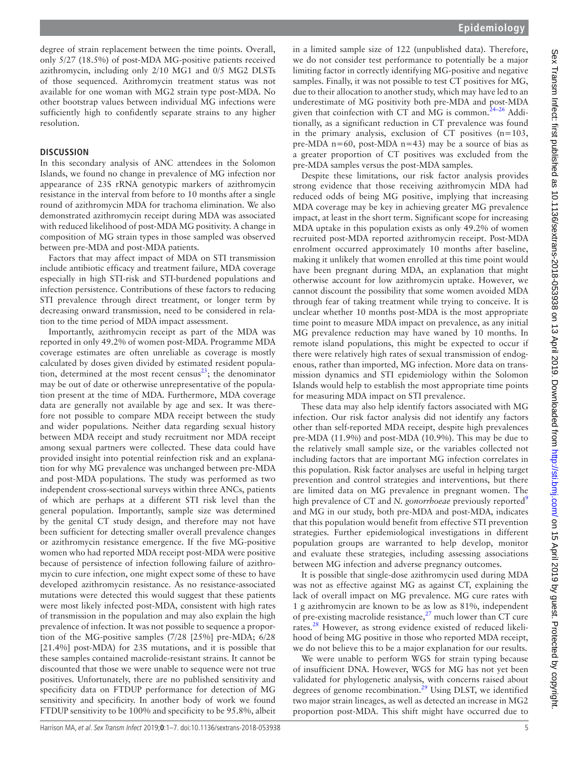degree of strain replacement between the time points. Overall, only 5/27 (18.5%) of post-MDA MG-positive patients received azithromycin, including only 2/10 MG1 and 0/5 MG2 DLSTs of those sequenced. Azithromycin treatment status was not available for one woman with MG2 strain type post-MDA. No other bootstrap values between individual MG infections were sufficiently high to confidently separate strains to any higher resolution.

## DISCUSSION

In this secondary analysis of ANC attendees in the Solomon Islands, we found no change in prevalence of MG infection nor appearance of 23S rRNA genotypic markers of azithromycin resistance in the interval from before to 10 months after a single round of azithromycin MDA for trachoma elimination. We also demonstrated azithromycin receipt during MDA was associated with reduced likelihood of post-MDA MG positivity. A change in composition of MG strain types in those sampled was observed between pre-MDA and post-MDA patients.

Factors that may affect impact of MDA on STI transmission include antibiotic efficacy and treatment failure, MDA coverage especially in high STI-risk and STI-burdened populations and infection persistence. Contributions of these factors to reducing STI prevalence through direct treatment, or longer term by decreasing onward transmission, need to be considered in relation to the time period of MDA impact assessment.

Importantly, azithromycin receipt as part of the MDA was reported in only 49.2% of women post-MDA. Programme MDA coverage estimates are often unreliable as coverage is mostly calculated by doses given divided by estimated resident population, determined at the most recent census[23]; the denominator may be out of date or otherwise unrepresentative of the population present at the time of MDA. Furthermore, MDA coverage data are generally not available by age and sex. It was therefore not possible to compare MDA receipt between the study and wider populations. Neither data regarding sexual history between MDA receipt and study recruitment nor MDA receipt among sexual partners were collected. These data could have provided insight into potential reinfection risk and an explanation for why MG prevalence was unchanged between pre-MDA and post-MDA populations. The study was performed as two independent cross-sectional surveys within three ANCs, patients of which are perhaps at a different STI risk level than the general population. Importantly, sample size was determined by the genital CT study design, and therefore may not have been sufficient for detecting smaller overall prevalence changes or azithromycin resistance emergence. If the five MG-positive women who had reported MDA receipt post-MDA were positive because of persistence of infection following failure of azithromycin to cure infection, one might expect some of these to have developed azithromycin resistance. As no resistance-associated mutations were detected this would suggest that these patients were most likely infected post-MDA, consistent with high rates of transmission in the population and may also explain the high prevalence of infection. It was not possible to sequence a proportion of the MG-positive samples (7/28 [25%] pre-MDA; 6/28 [21.4%] post-MDA) for 23S mutations, and it is possible that these samples contained macrolide-resistant strains. It cannot be discounted that those we were unable to sequence were not true positives. Unfortunately, there are no published sensitivity and specificity data on FTDUP performance for detection of MG sensitivity and specificity. In another body of work we found FTDUP sensitivity to be 100% and specificity to be 95.8%, albeit in a limited sample size of 122 (unpublished data). Therefore, we do not consider test performance to potentially be a major limiting factor in correctly identifying MG-positive and negative samples. Finally, it was not possible to test CT positives for MG, due to their allocation to another study, which may have led to an underestimate of MG positivity both pre-MDA and post-MDA given that coinfection with CT and MG is common.[24–26] Additionally, as a significant reduction in CT prevalence was found in the primary analysis, exclusion of CT positives (n=103, pre-MDA n=60, post-MDA n=43) may be a source of bias as a greater proportion of CT positives was excluded from the pre-MDA samples versus the post-MDA samples.

Despite these limitations, our risk factor analysis provides strong evidence that those receiving azithromycin MDA had reduced odds of being MG positive, implying that increasing MDA coverage may be key in achieving greater MG prevalence impact, at least in the short term. Significant scope for increasing MDA uptake in this population exists as only 49.2% of women recruited post-MDA reported azithromycin receipt. Post-MDA enrolment occurred approximately 10 months after baseline, making it unlikely that women enrolled at this time point would have been pregnant during MDA, an explanation that might otherwise account for low azithromycin uptake. However, we cannot discount the possibility that some women avoided MDA through fear of taking treatment while trying to conceive. It is unclear whether 10 months post-MDA is the most appropriate time point to measure MDA impact on prevalence, as any initial MG prevalence reduction may have waned by 10 months. In remote island populations, this might be expected to occur if there were relatively high rates of sexual transmission of endogenous, rather than imported, MG infection. More data on transmission dynamics and STI epidemiology within the Solomon Islands would help to establish the most appropriate time points for measuring MDA impact on STI prevalence.

These data may also help identify factors associated with MG infection. Our risk factor analysis did not identify any factors other than self-reported MDA receipt, despite high prevalences pre-MDA (11.9%) and post-MDA (10.9%). This may be due to the relatively small sample size, or the variables collected not including factors that are important MG infection correlates in this population. Risk factor analyses are useful in helping target prevention and control strategies and interventions, but there are limited data on MG prevalence in pregnant women. The high prevalence of CT and *N. gonorrhoeae* previously reported[9] and MG in our study, both pre-MDA and post-MDA, indicates that this population would benefit from effective STI prevention strategies. Further epidemiological investigations in different population groups are warranted to help develop, monitor and evaluate these strategies, including assessing associations between MG infection and adverse pregnancy outcomes.

It is possible that single-dose azithromycin used during MDA was not as effective against MG as against CT, explaining the lack of overall impact on MG prevalence. MG cure rates with 1 g azithromycin are known to be as low as 81%, independent of pre-existing macrolide resistance,[27] much lower than CT cure rates.[28] However, as strong evidence existed of reduced likelihood of being MG positive in those who reported MDA receipt, we do not believe this to be a major explanation for our results.

We were unable to perform WGS for strain typing because of insufficient DNA. However, WGS for MG has not yet been validated for phylogenetic analysis, with concerns raised about degrees of genome recombination.[29] Using DLST, we identified two major strain lineages, as well as detected an increase in MG2 proportion post-MDA. This shift might have occurred due to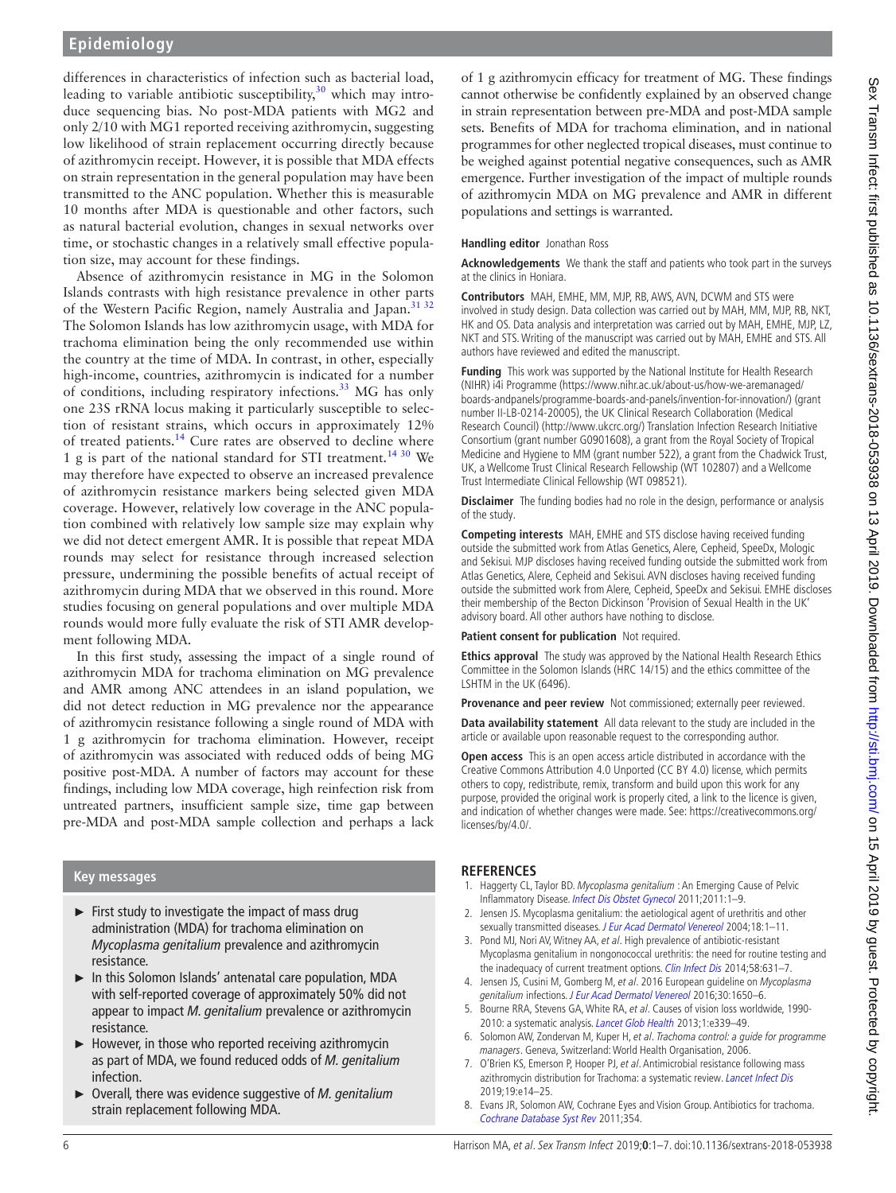differences in characteristics of infection such as bacterial load, leading to variable antibiotic susceptibility,[30] which may introduce sequencing bias. No post-MDA patients with MG2 and only 2/10 with MG1 reported receiving azithromycin, suggesting low likelihood of strain replacement occurring directly because of azithromycin receipt. However, it is possible that MDA effects on strain representation in the general population may have been transmitted to the ANC population. Whether this is measurable 10 months after MDA is questionable and other factors, such as natural bacterial evolution, changes in sexual networks over time, or stochastic changes in a relatively small effective population size, may account for these findings.

Absence of azithromycin resistance in MG in the Solomon Islands contrasts with high resistance prevalence in other parts of the Western Pacific Region, namely Australia and Japan.[31 32] The Solomon Islands has low azithromycin usage, with MDA for trachoma elimination being the only recommended use within the country at the time of MDA. In contrast, in other, especially high-income, countries, azithromycin is indicated for a number of conditions, including respiratory infections.[33] MG has only one 23S rRNA locus making it particularly susceptible to selection of resistant strains, which occurs in approximately 12% of treated patients.[14] Cure rates are observed to decline where 1 g is part of the national standard for STI treatment.[14 30] We may therefore have expected to observe an increased prevalence of azithromycin resistance markers being selected given MDA coverage. However, relatively low coverage in the ANC population combined with relatively low sample size may explain why we did not detect emergent AMR. It is possible that repeat MDA rounds may select for resistance through increased selection pressure, undermining the possible benefits of actual receipt of azithromycin during MDA that we observed in this round. More studies focusing on general populations and over multiple MDA rounds would more fully evaluate the risk of STI AMR development following MDA.

In this first study, assessing the impact of a single round of azithromycin MDA for trachoma elimination on MG prevalence and AMR among ANC attendees in an island population, we did not detect reduction in MG prevalence nor the appearance of azithromycin resistance following a single round of MDA with 1 g azithromycin for trachoma elimination. However, receipt of azithromycin was associated with reduced odds of being MG positive post-MDA. A number of factors may account for these findings, including low MDA coverage, high reinfection risk from untreated partners, insufficient sample size, time gap between pre-MDA and post-MDA sample collection and perhaps a lack of 1 g azithromycin efficacy for treatment of MG. These findings cannot otherwise be confidently explained by an observed change in strain representation between pre-MDA and post-MDA sample sets. Benefits of MDA for trachoma elimination, and in national programmes for other neglected tropical diseases, must continue to be weighed against potential negative consequences, such as AMR emergence. Further investigation of the impact of multiple rounds of azithromycin MDA on MG prevalence and AMR in different populations and settings is warranted.

## Key messages

- First study to investigate the impact of mass drug administration (MDA) for trachoma elimination on *Mycoplasma genitalium* prevalence and azithromycin resistance.
- In this Solomon Islands' antenatal care population, MDA with self-reported coverage of approximately 50% did not appear to impact *M. genitalium* prevalence or azithromycin resistance.
- However, in those who reported receiving azithromycin as part of MDA, we found reduced odds of *M. genitalium* infection.
- Overall, there was evidence suggestive of *M. genitalium* strain replacement following MDA.

**Handling editor** Jonathan Ross

**Acknowledgements** We thank the staff and patients who took part in the surveys at the clinics in Honiara.

**Contributors** MAH, EMHE, MM, MJP, RB, AWS, AVN, DCWM and STS were involved in study design. Data collection was carried out by MAH, MM, MJP, RB, NKT, HK and OS. Data analysis and interpretation was carried out by MAH, EMHE, MJP, LZ, NKT and STS. Writing of the manuscript was carried out by MAH, EMHE and STS. All authors have reviewed and edited the manuscript.

**Funding** This work was supported by the National Institute for Health Research (NIHR) i4i Programme (https://www.nihr.ac.uk/about-us/how-we-aremanaged/boards-andpanels/programme-boards-and-panels/invention-for-innovation/) (grant number II-LB-0214-20005), the UK Clinical Research Collaboration (Medical Research Council) (http://www.ukcrc.org/) Translation Infection Research Initiative Consortium (grant number G0901608), a grant from the Royal Society of Tropical Medicine and Hygiene to MM (grant number 522), a grant from the Chadwick Trust, UK, a Wellcome Trust Clinical Research Fellowship (WT 102807) and a Wellcome Trust Intermediate Clinical Fellowship (WT 098521).

**Disclaimer** The funding bodies had no role in the design, performance or analysis of the study.

**Competing interests** MAH, EMHE and STS disclose having received funding outside the submitted work from Atlas Genetics, Alere, Cepheid, SpeeDx, Mologic and Sekisui. MJP discloses having received funding outside the submitted work from Atlas Genetics, Alere, Cepheid and Sekisui. AVN discloses having received funding outside the submitted work from Alere, Cepheid, SpeeDx and Sekisui. EMHE discloses their membership of the Becton Dickinson 'Provision of Sexual Health in the UK' advisory board. All other authors have nothing to disclose.

**Patient consent for publication** Not required.

**Ethics approval** The study was approved by the National Health Research Ethics Committee in the Solomon Islands (HRC 14/15) and the ethics committee of the LSHTM in the UK (6496).

**Provenance and peer review** Not commissioned; externally peer reviewed.

**Data availability statement** All data relevant to the study are included in the article or available upon reasonable request to the corresponding author.

**Open access** This is an open access article distributed in accordance with the Creative Commons Attribution 4.0 Unported (CC BY 4.0) license, which permits others to copy, redistribute, remix, transform and build upon this work for any purpose, provided the original work is properly cited, a link to the licence is given, and indication of whether changes were made. See: https://creativecommons.org/licenses/by/4.0/.

## REFERENCES

1. Haggerty CL, Taylor BD. *Mycoplasma genitalium* : An Emerging Cause of Pelvic Inflammatory Disease. *Infect Dis Obstet Gynecol* 2011;2011:1–9.
2. Jensen JS. Mycoplasma genitalium: the aetiological agent of urethritis and other sexually transmitted diseases. *J Eur Acad Dermatol Venereol* 2004;18:1–11.
3. Pond MJ, Nori AV, Witney AA, *et al*. High prevalence of antibiotic-resistant Mycoplasma genitalium in nongonococcal urethritis: the need for routine testing and the inadequacy of current treatment options. *Clin Infect Dis* 2014;58:631–7.
4. Jensen JS, Cusini M, Gomberg M, *et al*. 2016 European guideline on *Mycoplasma genitalium* infections. *J Eur Acad Dermatol Venereol* 2016;30:1650–6.
5. Bourne RRA, Stevens GA, White RA, *et al*. Causes of vision loss worldwide, 1990-2010: a systematic analysis. *Lancet Glob Health* 2013;1:e339–49.
6. Solomon AW, Zondervan M, Kuper H, *et al*. *Trachoma control: a guide for programme managers*. Geneva, Switzerland: World Health Organisation, 2006.
7. O'Brien KS, Emerson P, Hooper PJ, *et al*. Antimicrobial resistance following mass azithromycin distribution for Trachoma: a systematic review. *Lancet Infect Dis* 2019;19:e14–25.
8. Evans JR, Solomon AW, Cochrane Eyes and Vision Group. Antibiotics for trachoma. *Cochrane Database Syst Rev* 2011;354.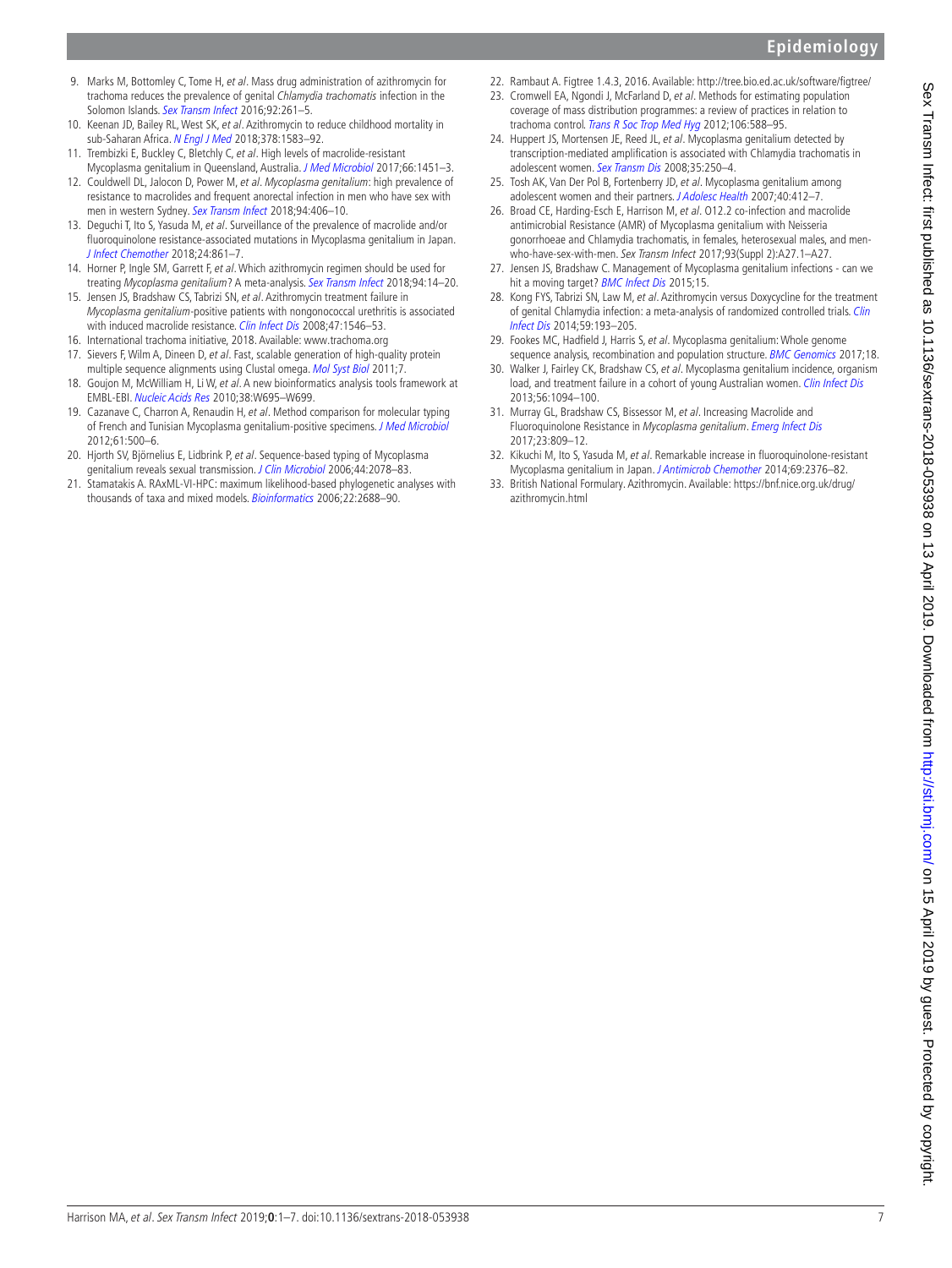9. Marks M, Bottomley C, Tome H, *et al*. Mass drug administration of azithromycin for trachoma reduces the prevalence of genital *Chlamydia trachomatis* infection in the Solomon Islands. *Sex Transm Infect* 2016;92:261–5.
10. Keenan JD, Bailey RL, West SK, *et al*. Azithromycin to reduce childhood mortality in sub-Saharan Africa. *N Engl J Med* 2018;378:1583–92.
11. Trembizki E, Buckley C, Bletchly C, *et al*. High levels of macrolide-resistant Mycoplasma genitalium in Queensland, Australia. *J Med Microbiol* 2017;66:1451–3.
12. Couldwell DL, Jalocon D, Power M, *et al*. *Mycoplasma genitalium*: high prevalence of resistance to macrolides and frequent anorectal infection in men who have sex with men in western Sydney. *Sex Transm Infect* 2018;94:406–10.
13. Deguchi T, Ito S, Yasuda M, *et al*. Surveillance of the prevalence of macrolide and/or fluoroquinolone resistance-associated mutations in Mycoplasma genitalium in Japan. *J Infect Chemother* 2018;24:861–7.
14. Horner P, Ingle SM, Garrett F, *et al*. Which azithromycin regimen should be used for treating *Mycoplasma genitalium*? A meta-analysis. *Sex Transm Infect* 2018;94:14–20.
15. Jensen JS, Bradshaw CS, Tabrizi SN, *et al*. Azithromycin treatment failure in *Mycoplasma genitalium*-positive patients with nongonococcal urethritis is associated with induced macrolide resistance. *Clin Infect Dis* 2008;47:1546–53.
16. International trachoma initiative, 2018. Available: www.trachoma.org
17. Sievers F, Wilm A, Dineen D, *et al*. Fast, scalable generation of high-quality protein multiple sequence alignments using Clustal omega. *Mol Syst Biol* 2011;7.
18. Goujon M, McWilliam H, Li W, *et al*. A new bioinformatics analysis tools framework at EMBL-EBI. *Nucleic Acids Res* 2010;38:W695–W699.
19. Cazanave C, Charron A, Renaudin H, *et al*. Method comparison for molecular typing of French and Tunisian Mycoplasma genitalium-positive specimens. *J Med Microbiol* 2012;61:500–6.
20. Hjorth SV, Björnelius E, Lidbrink P, *et al*. Sequence-based typing of Mycoplasma genitalium reveals sexual transmission. *J Clin Microbiol* 2006;44:2078–83.
21. Stamatakis A. RAxML-VI-HPC: maximum likelihood-based phylogenetic analyses with thousands of taxa and mixed models. *Bioinformatics* 2006;22:2688–90.
22. Rambaut A. Figtree 1.4.3, 2016. Available: http://tree.bio.ed.ac.uk/software/figtree/
23. Cromwell EA, Ngondi J, McFarland D, *et al*. Methods for estimating population coverage of mass distribution programmes: a review of practices in relation to trachoma control. *Trans R Soc Trop Med Hyg* 2012;106:588–95.
24. Huppert JS, Mortensen JE, Reed JL, *et al*. Mycoplasma genitalium detected by transcription-mediated amplification is associated with Chlamydia trachomatis in adolescent women. *Sex Transm Dis* 2008;35:250–4.
25. Tosh AK, Van Der Pol B, Fortenberry JD, *et al*. Mycoplasma genitalium among adolescent women and their partners. *J Adolesc Health* 2007;40:412–7.
26. Broad CE, Harding-Esch E, Harrison M, *et al*. O12.2 co-infection and macrolide antimicrobial Resistance (AMR) of Mycoplasma genitalium with Neisseria gonorrhoeae and Chlamydia trachomatis, in females, heterosexual males, and men-who-have-sex-with-men. *Sex Transm Infect* 2017;93(Suppl 2):A27.1–A27.
27. Jensen JS, Bradshaw C. Management of Mycoplasma genitalium infections - can we hit a moving target? *BMC Infect Dis* 2015;15.
28. Kong FYS, Tabrizi SN, Law M, *et al*. Azithromycin versus Doxycycline for the treatment of genital Chlamydia infection: a meta-analysis of randomized controlled trials. *Clin Infect Dis* 2014;59:193–205.
29. Fookes MC, Hadfield J, Harris S, *et al*. Mycoplasma genitalium: Whole genome sequence analysis, recombination and population structure. *BMC Genomics* 2017;18.
30. Walker J, Fairley CK, Bradshaw CS, *et al*. Mycoplasma genitalium incidence, organism load, and treatment failure in a cohort of young Australian women. *Clin Infect Dis* 2013;56:1094–100.
31. Murray GL, Bradshaw CS, Bissessor M, *et al*. Increasing Macrolide and Fluoroquinolone Resistance in *Mycoplasma genitalium*. *Emerg Infect Dis* 2017;23:809–12.
32. Kikuchi M, Ito S, Yasuda M, *et al*. Remarkable increase in fluoroquinolone-resistant Mycoplasma genitalium in Japan. *J Antimicrob Chemother* 2014;69:2376–82.
33. British National Formulary. Azithromycin. Available: https://bnf.nice.org.uk/drug/azithromycin.html